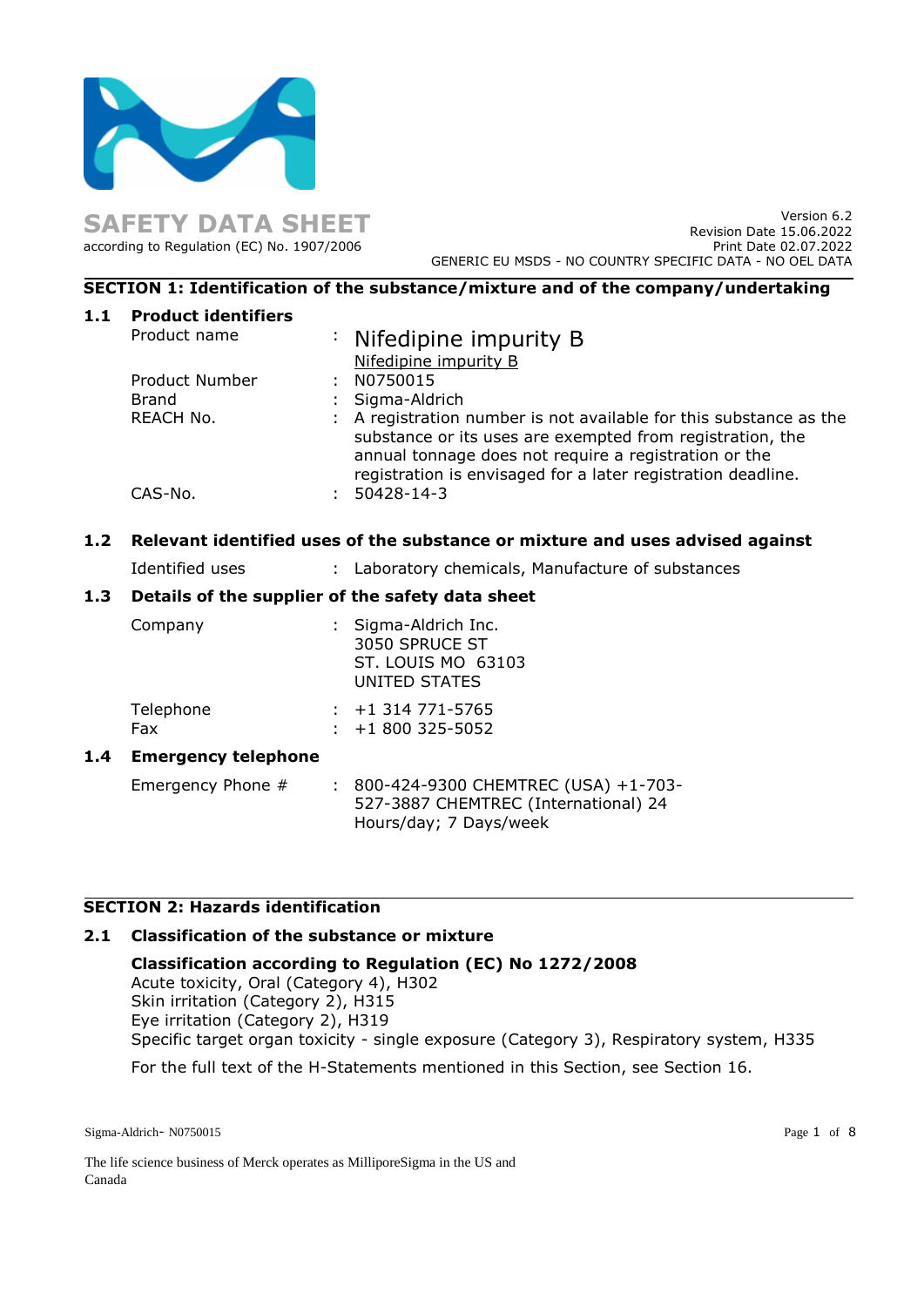# SAFETY DATA SHEET

according to Regulation (EC) No. 1907/2006

Version 6.2
Revision Date 15.06.2022
Print Date 02.07.2022
GENERIC EU MSDS - NO COUNTRY SPECIFIC DATA - NO OEL DATA

## SECTION 1: Identification of the substance/mixture and of the company/undertaking

### 1.1 Product identifiers

| | | |
|---|---|---|
| Product name | : | Nifedipine impurity B<br>Nifedipine impurity B |
| Product Number | : | N0750015 |
| Brand | : | Sigma-Aldrich |
| REACH No. | : | A registration number is not available for this substance as the substance or its uses are exempted from registration, the annual tonnage does not require a registration or the registration is envisaged for a later registration deadline. |
| CAS-No. | : | 50428-14-3 |

### 1.2 Relevant identified uses of the substance or mixture and uses advised against

| | | |
|---|---|---|
| Identified uses | : | Laboratory chemicals, Manufacture of substances |

### 1.3 Details of the supplier of the safety data sheet

| | | |
|---|---|---|
| Company | : | Sigma-Aldrich Inc.<br>3050 SPRUCE ST<br>ST. LOUIS MO 63103<br>UNITED STATES |
| Telephone | : | +1 314 771-5765 |
| Fax | : | +1 800 325-5052 |

### 1.4 Emergency telephone

| | | |
|---|---|---|
| Emergency Phone # | : | 800-424-9300 CHEMTREC (USA) +1-703-527-3887 CHEMTREC (International) 24 Hours/day; 7 Days/week |

## SECTION 2: Hazards identification

### 2.1 Classification of the substance or mixture

**Classification according to Regulation (EC) No 1272/2008**

Acute toxicity, Oral (Category 4), H302
Skin irritation (Category 2), H315
Eye irritation (Category 2), H319
Specific target organ toxicity - single exposure (Category 3), Respiratory system, H335

For the full text of the H-Statements mentioned in this Section, see Section 16.

The life science business of Merck operates as MilliporeSigma in the US and Canada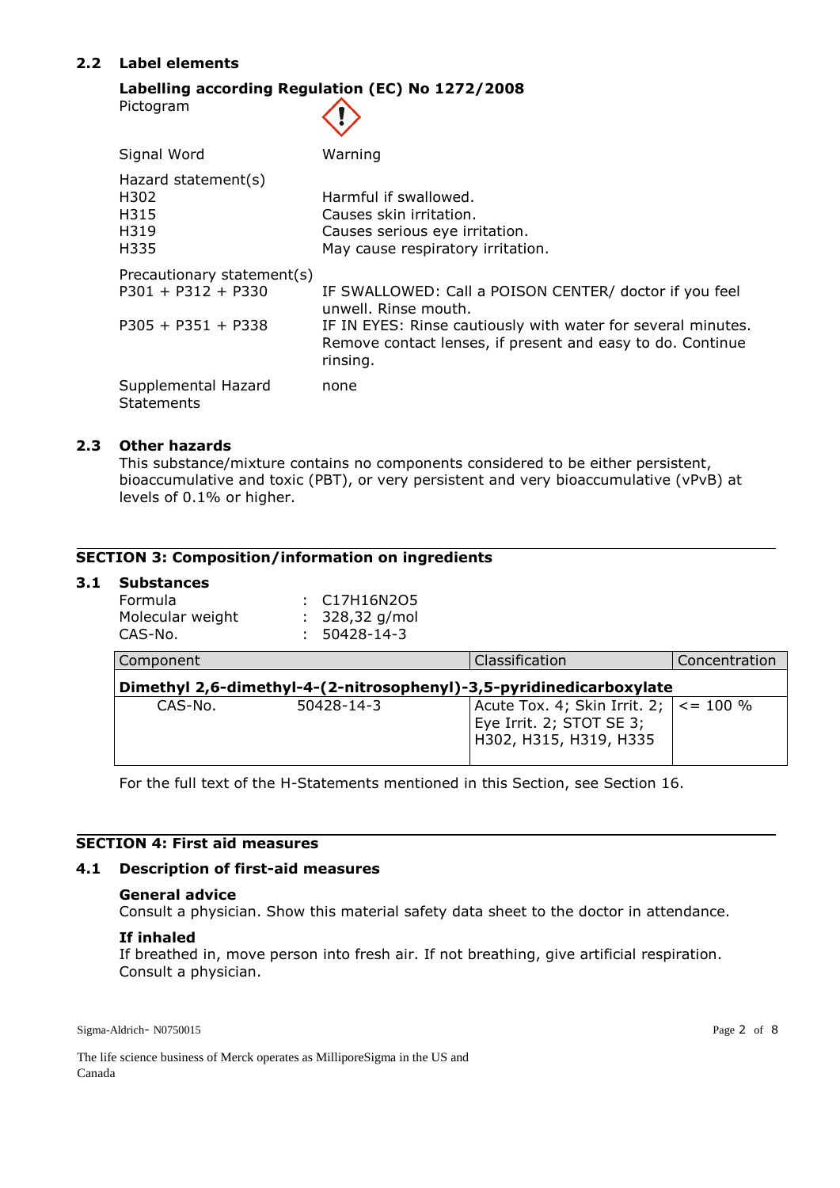## 2.2 Label elements

**Labelling according Regulation (EC) No 1272/2008**

| | |
|---|---|
| Pictogram | |
| Signal Word | Warning |
| Hazard statement(s) | |
| H302 | Harmful if swallowed. |
| H315 | Causes skin irritation. |
| H319 | Causes serious eye irritation. |
| H335 | May cause respiratory irritation. |
| Precautionary statement(s) | |
| P301 + P312 + P330 | IF SWALLOWED: Call a POISON CENTER/ doctor if you feel unwell. Rinse mouth. |
| P305 + P351 + P338 | IF IN EYES: Rinse cautiously with water for several minutes. Remove contact lenses, if present and easy to do. Continue rinsing. |
| Supplemental Hazard Statements | none |

## 2.3 Other hazards

This substance/mixture contains no components considered to be either persistent, bioaccumulative and toxic (PBT), or very persistent and very bioaccumulative (vPvB) at levels of 0.1% or higher.

# SECTION 3: Composition/information on ingredients

## 3.1 Substances

Formula : $C_{17}H_{16}N_2O_5$
Molecular weight : 328,32 g/mol
CAS-No. : 50428-14-3

| Component | | Classification | Concentration |
|---|---|---|---|
| **Dimethyl 2,6-dimethyl-4-(2-nitrosophenyl)-3,5-pyridinedicarboxylate** | | | |
| CAS-No. | 50428-14-3 | Acute Tox. 4; Skin Irrit. 2; Eye Irrit. 2; STOT SE 3; H302, H315, H319, H335 | <= 100 % |

For the full text of the H-Statements mentioned in this Section, see Section 16.

# SECTION 4: First aid measures

## 4.1 Description of first-aid measures

**General advice**
Consult a physician. Show this material safety data sheet to the doctor in attendance.

**If inhaled**
If breathed in, move person into fresh air. If not breathing, give artificial respiration. Consult a physician.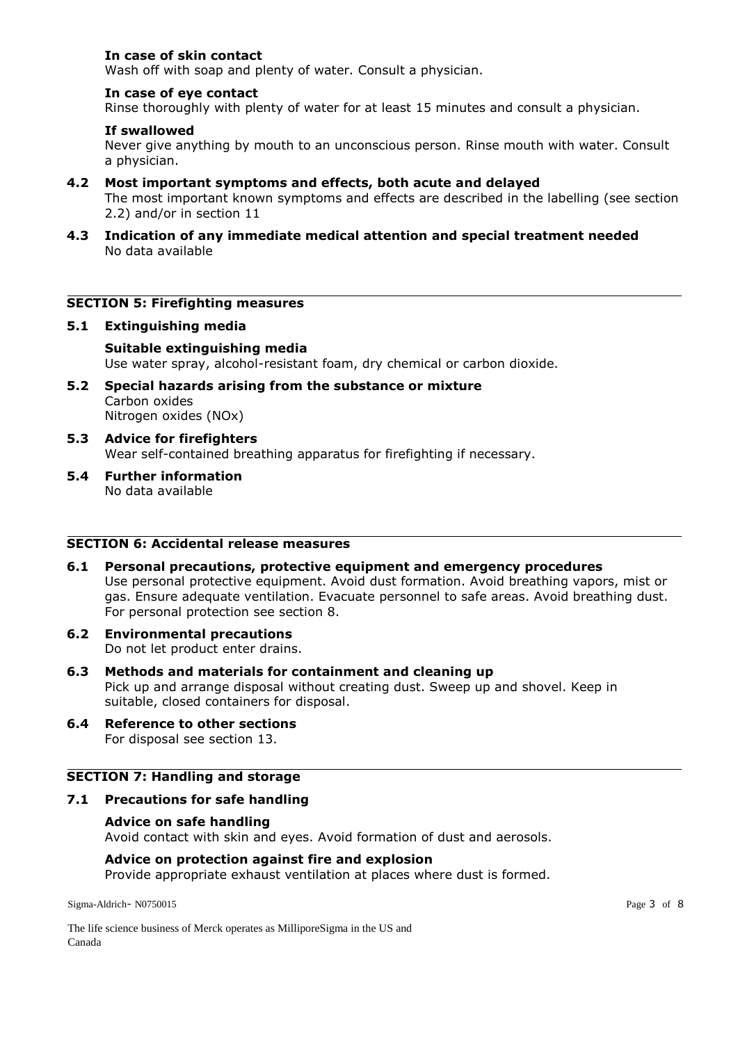**In case of skin contact**

Wash off with soap and plenty of water. Consult a physician.

**In case of eye contact**

Rinse thoroughly with plenty of water for at least 15 minutes and consult a physician.

**If swallowed**

Never give anything by mouth to an unconscious person. Rinse mouth with water. Consult a physician.

### 4.2 Most important symptoms and effects, both acute and delayed

The most important known symptoms and effects are described in the labelling (see section 2.2) and/or in section 11

### 4.3 Indication of any immediate medical attention and special treatment needed

No data available

## SECTION 5: Firefighting measures

### 5.1 Extinguishing media

**Suitable extinguishing media**

Use water spray, alcohol-resistant foam, dry chemical or carbon dioxide.

### 5.2 Special hazards arising from the substance or mixture

Carbon oxides
Nitrogen oxides (NOx)

### 5.3 Advice for firefighters

Wear self-contained breathing apparatus for firefighting if necessary.

### 5.4 Further information

No data available

## SECTION 6: Accidental release measures

### 6.1 Personal precautions, protective equipment and emergency procedures

Use personal protective equipment. Avoid dust formation. Avoid breathing vapors, mist or gas. Ensure adequate ventilation. Evacuate personnel to safe areas. Avoid breathing dust. For personal protection see section 8.

### 6.2 Environmental precautions

Do not let product enter drains.

### 6.3 Methods and materials for containment and cleaning up

Pick up and arrange disposal without creating dust. Sweep up and shovel. Keep in suitable, closed containers for disposal.

### 6.4 Reference to other sections

For disposal see section 13.

## SECTION 7: Handling and storage

### 7.1 Precautions for safe handling

**Advice on safe handling**

Avoid contact with skin and eyes. Avoid formation of dust and aerosols.

**Advice on protection against fire and explosion**

Provide appropriate exhaust ventilation at places where dust is formed.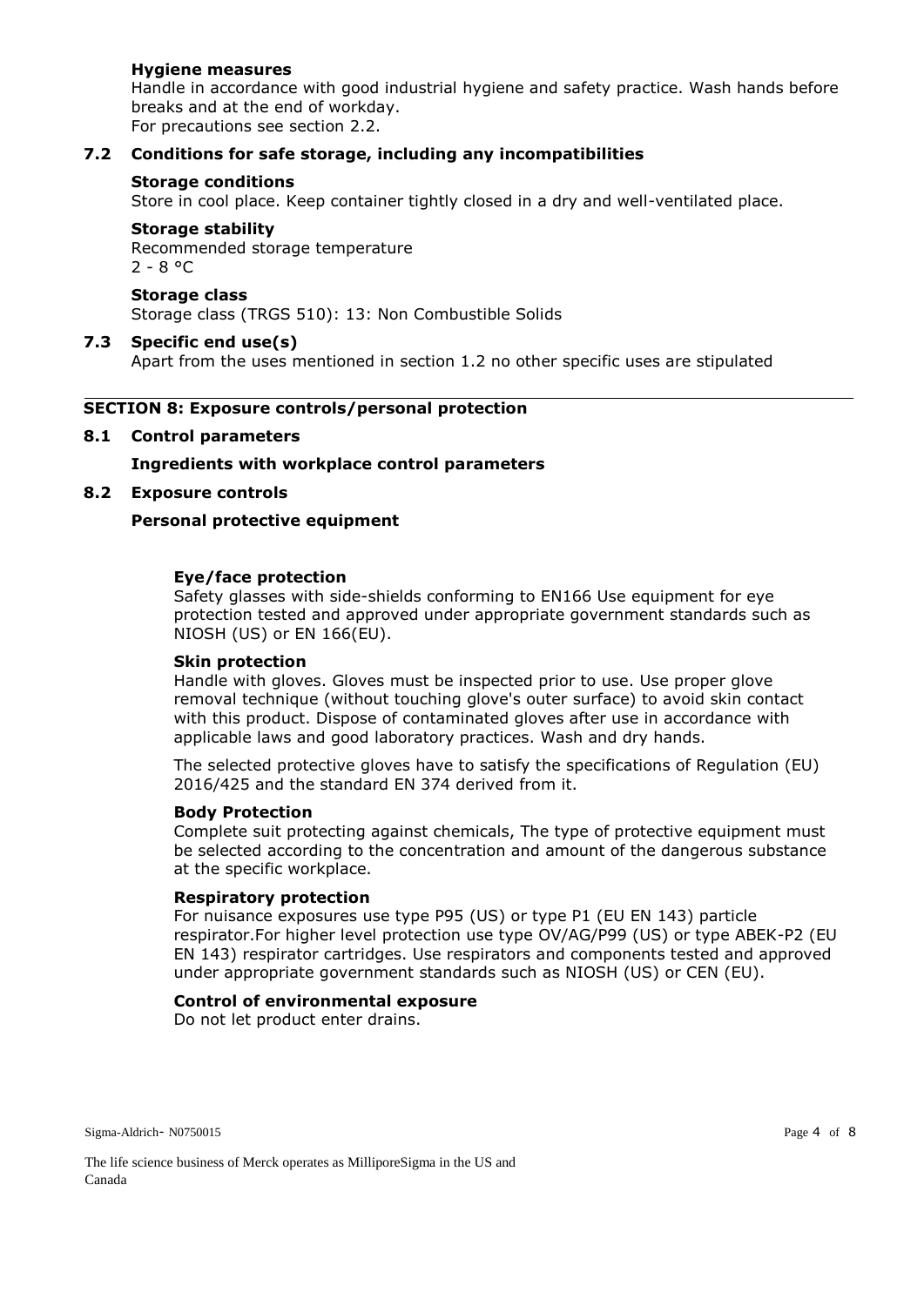**Hygiene measures**

Handle in accordance with good industrial hygiene and safety practice. Wash hands before breaks and at the end of workday.
For precautions see section 2.2.

### 7.2 Conditions for safe storage, including any incompatibilities

**Storage conditions**

Store in cool place. Keep container tightly closed in a dry and well-ventilated place.

**Storage stability**

Recommended storage temperature
2 - 8 °C

**Storage class**

Storage class (TRGS 510): 13: Non Combustible Solids

### 7.3 Specific end use(s)

Apart from the uses mentioned in section 1.2 no other specific uses are stipulated

## SECTION 8: Exposure controls/personal protection

### 8.1 Control parameters

**Ingredients with workplace control parameters**

### 8.2 Exposure controls

**Personal protective equipment**

**Eye/face protection**

Safety glasses with side-shields conforming to EN166 Use equipment for eye protection tested and approved under appropriate government standards such as NIOSH (US) or EN 166(EU).

**Skin protection**

Handle with gloves. Gloves must be inspected prior to use. Use proper glove removal technique (without touching glove's outer surface) to avoid skin contact with this product. Dispose of contaminated gloves after use in accordance with applicable laws and good laboratory practices. Wash and dry hands.

The selected protective gloves have to satisfy the specifications of Regulation (EU) 2016/425 and the standard EN 374 derived from it.

**Body Protection**

Complete suit protecting against chemicals, The type of protective equipment must be selected according to the concentration and amount of the dangerous substance at the specific workplace.

**Respiratory protection**

For nuisance exposures use type P95 (US) or type P1 (EU EN 143) particle respirator.For higher level protection use type OV/AG/P99 (US) or type ABEK-P2 (EU EN 143) respirator cartridges. Use respirators and components tested and approved under appropriate government standards such as NIOSH (US) or CEN (EU).

**Control of environmental exposure**

Do not let product enter drains.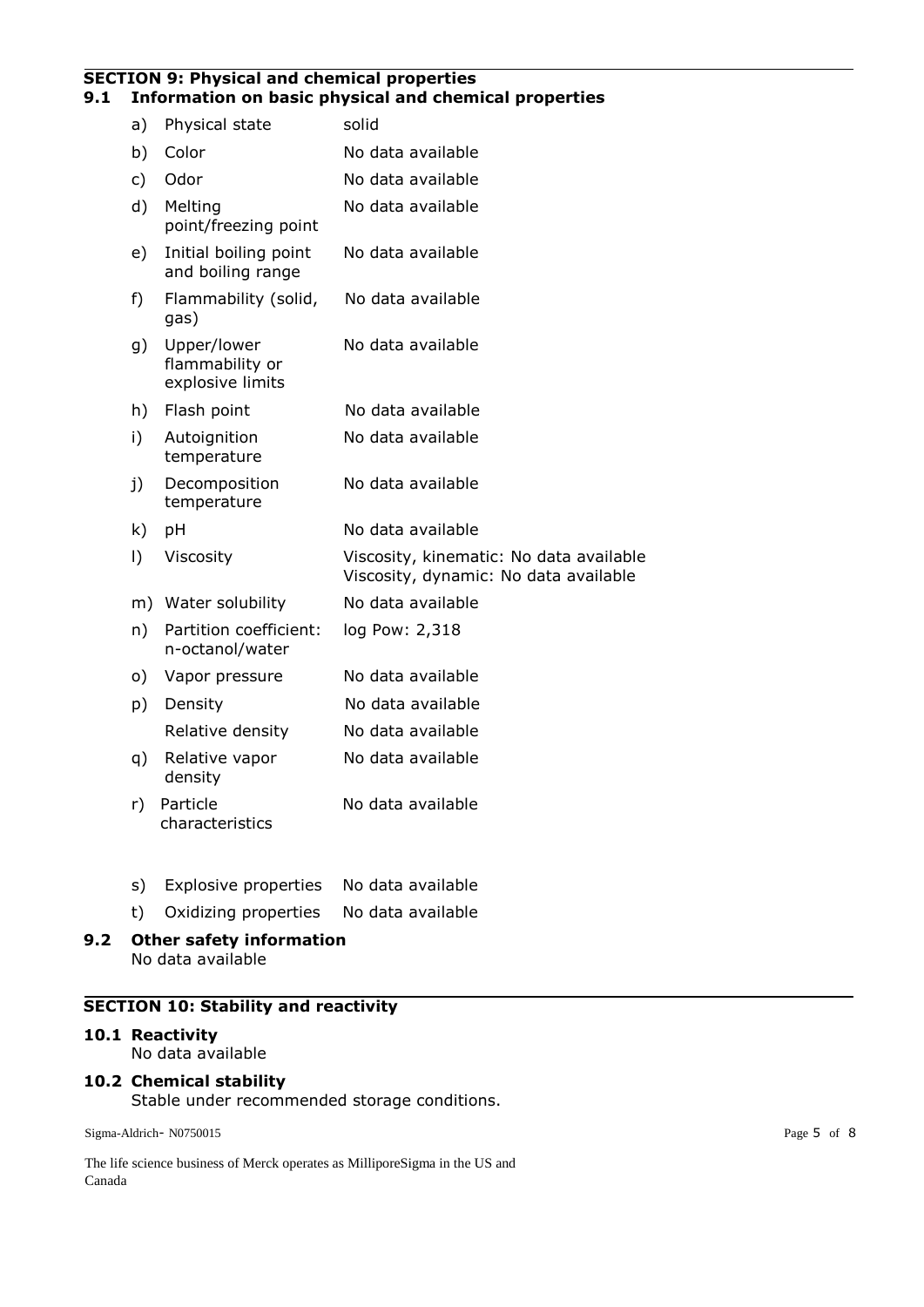## SECTION 9: Physical and chemical properties

### 9.1 Information on basic physical and chemical properties

| | Property | Value |
|---|---|---|
| a) | Physical state | solid |
| b) | Color | No data available |
| c) | Odor | No data available |
| d) | Melting point/freezing point | No data available |
| e) | Initial boiling point and boiling range | No data available |
| f) | Flammability (solid, gas) | No data available |
| g) | Upper/lower flammability or explosive limits | No data available |
| h) | Flash point | No data available |
| i) | Autoignition temperature | No data available |
| j) | Decomposition temperature | No data available |
| k) | pH | No data available |
| l) | Viscosity | Viscosity, kinematic: No data available<br>Viscosity, dynamic: No data available |
| m) | Water solubility | No data available |
| n) | Partition coefficient: n-octanol/water | log Pow: 2,318 |
| o) | Vapor pressure | No data available |
| p) | Density | No data available |
| | Relative density | No data available |
| q) | Relative vapor density | No data available |
| r) | Particle characteristics | No data available |
| s) | Explosive properties | No data available |
| t) | Oxidizing properties | No data available |

### 9.2 Other safety information

No data available

## SECTION 10: Stability and reactivity

### 10.1 Reactivity

No data available

### 10.2 Chemical stability

Stable under recommended storage conditions.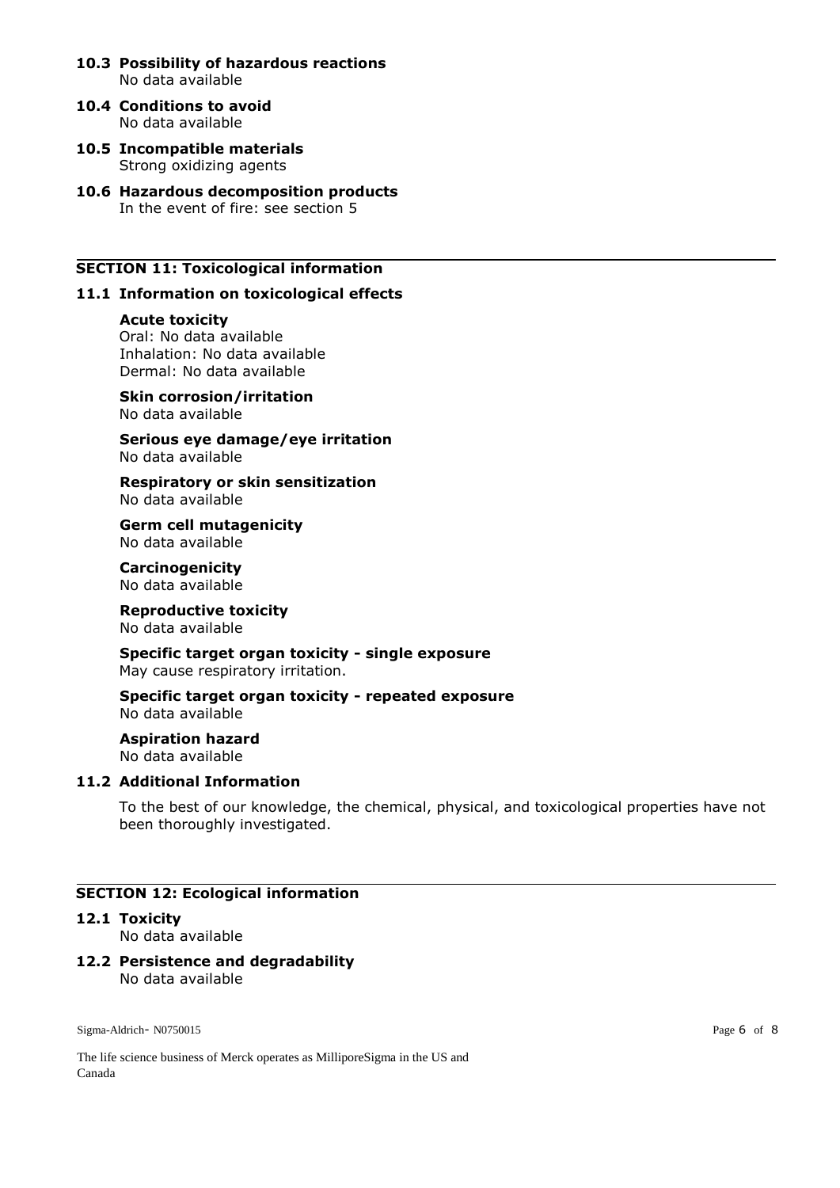### 10.3 Possibility of hazardous reactions
No data available

### 10.4 Conditions to avoid
No data available

### 10.5 Incompatible materials
Strong oxidizing agents

### 10.6 Hazardous decomposition products
In the event of fire: see section 5

## SECTION 11: Toxicological information

### 11.1 Information on toxicological effects

**Acute toxicity**
Oral: No data available
Inhalation: No data available
Dermal: No data available

**Skin corrosion/irritation**
No data available

**Serious eye damage/eye irritation**
No data available

**Respiratory or skin sensitization**
No data available

**Germ cell mutagenicity**
No data available

**Carcinogenicity**
No data available

**Reproductive toxicity**
No data available

**Specific target organ toxicity - single exposure**
May cause respiratory irritation.

**Specific target organ toxicity - repeated exposure**
No data available

**Aspiration hazard**
No data available

### 11.2 Additional Information

To the best of our knowledge, the chemical, physical, and toxicological properties have not been thoroughly investigated.

## SECTION 12: Ecological information

### 12.1 Toxicity
No data available

### 12.2 Persistence and degradability
No data available

Sigma-Aldrich- N0750015

The life science business of Merck operates as MilliporeSigma in the US and Canada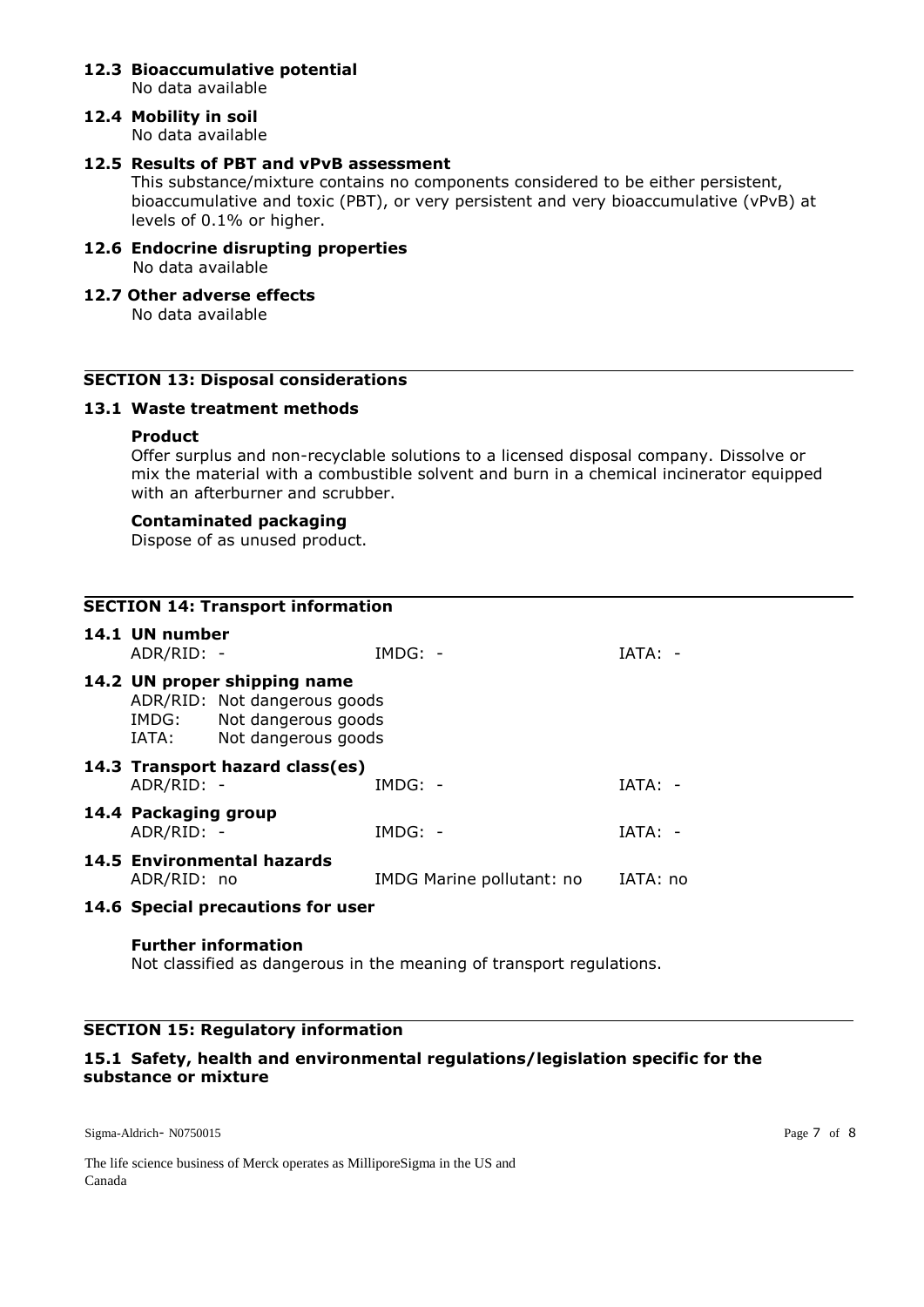### 12.3 Bioaccumulative potential

No data available

### 12.4 Mobility in soil

No data available

### 12.5 Results of PBT and vPvB assessment

This substance/mixture contains no components considered to be either persistent, bioaccumulative and toxic (PBT), or very persistent and very bioaccumulative (vPvB) at levels of 0.1% or higher.

### 12.6 Endocrine disrupting properties

No data available

### 12.7 Other adverse effects

No data available

## SECTION 13: Disposal considerations

### 13.1 Waste treatment methods

**Product**

Offer surplus and non-recyclable solutions to a licensed disposal company. Dissolve or mix the material with a combustible solvent and burn in a chemical incinerator equipped with an afterburner and scrubber.

**Contaminated packaging**

Dispose of as unused product.

## SECTION 14: Transport information

### 14.1 UN number

| ADR/RID: - | IMDG: - | IATA: - |
|---|---|---|

### 14.2 UN proper shipping name

ADR/RID: Not dangerous goods
IMDG: Not dangerous goods
IATA: Not dangerous goods

### 14.3 Transport hazard class(es)

| ADR/RID: - | IMDG: - | IATA: - |
|---|---|---|

### 14.4 Packaging group

| ADR/RID: - | IMDG: - | IATA: - |
|---|---|---|

### 14.5 Environmental hazards

| ADR/RID: no | IMDG Marine pollutant: no | IATA: no |
|---|---|---|

### 14.6 Special precautions for user

**Further information**

Not classified as dangerous in the meaning of transport regulations.

## SECTION 15: Regulatory information

### 15.1 Safety, health and environmental regulations/legislation specific for the substance or mixture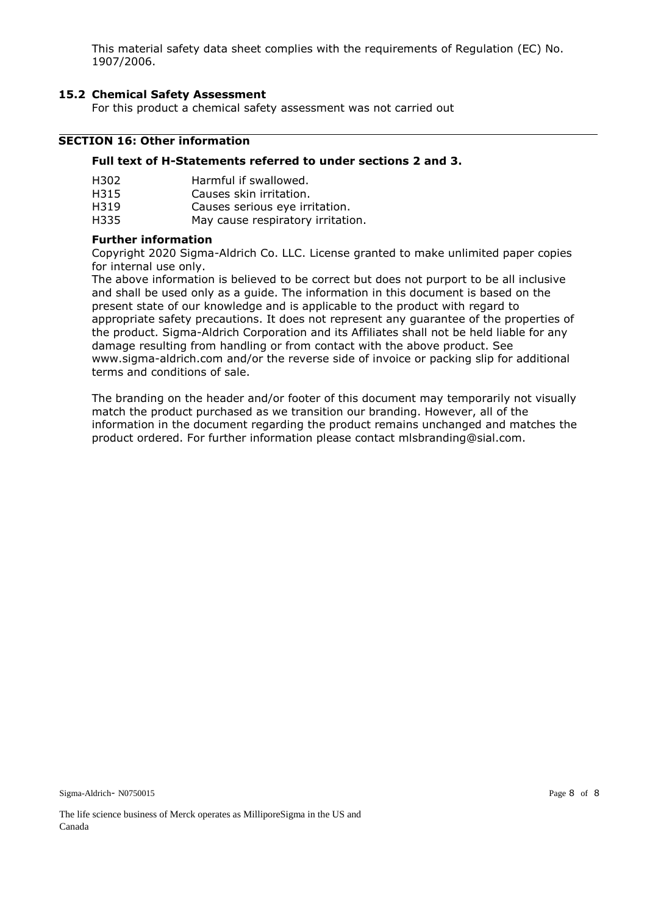This material safety data sheet complies with the requirements of Regulation (EC) No. 1907/2006.

### 15.2 Chemical Safety Assessment

For this product a chemical safety assessment was not carried out

## SECTION 16: Other information

### Full text of H-Statements referred to under sections 2 and 3.

| | |
|---|---|
| H302 | Harmful if swallowed. |
| H315 | Causes skin irritation. |
| H319 | Causes serious eye irritation. |
| H335 | May cause respiratory irritation. |

### Further information

Copyright 2020 Sigma-Aldrich Co. LLC. License granted to make unlimited paper copies for internal use only.

The above information is believed to be correct but does not purport to be all inclusive and shall be used only as a guide. The information in this document is based on the present state of our knowledge and is applicable to the product with regard to appropriate safety precautions. It does not represent any guarantee of the properties of the product. Sigma-Aldrich Corporation and its Affiliates shall not be held liable for any damage resulting from handling or from contact with the above product. See www.sigma-aldrich.com and/or the reverse side of invoice or packing slip for additional terms and conditions of sale.

The branding on the header and/or footer of this document may temporarily not visually match the product purchased as we transition our branding. However, all of the information in the document regarding the product remains unchanged and matches the product ordered. For further information please contact mlsbranding@sial.com.